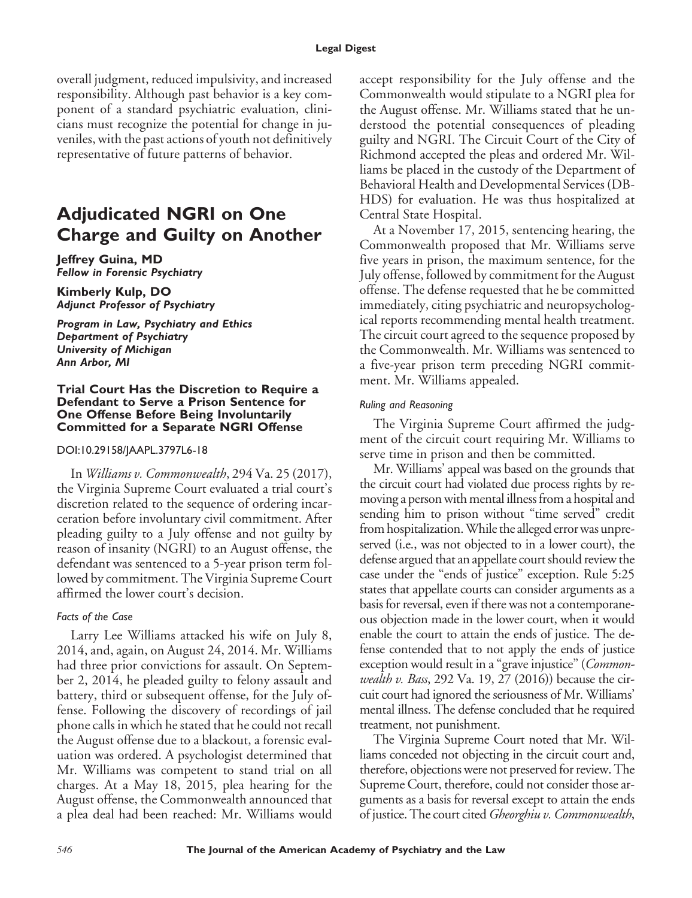overall judgment, reduced impulsivity, and increased responsibility. Although past behavior is a key component of a standard psychiatric evaluation, clinicians must recognize the potential for change in juveniles, with the past actions of youth not definitively representative of future patterns of behavior.

# Adjudicated NGRI on One Charge and Guilty on Another

**Jeffrey Guina, MD**
***Fellow in Forensic Psychiatry***

**Kimberly Kulp, DO**
***Adjunct Professor of Psychiatry***

***Program in Law, Psychiatry and Ethics***
***Department of Psychiatry***
***University of Michigan***
***Ann Arbor, MI***

### Trial Court Has the Discretion to Require a Defendant to Serve a Prison Sentence for One Offense Before Being Involuntarily Committed for a Separate NGRI Offense

DOI:10.29158/JAAPL.3797L6-18

In *Williams v. Commonwealth*, 294 Va. 25 (2017), the Virginia Supreme Court evaluated a trial court's discretion related to the sequence of ordering incarceration before involuntary civil commitment. After pleading guilty to a July offense and not guilty by reason of insanity (NGRI) to an August offense, the defendant was sentenced to a 5-year prison term followed by commitment. The Virginia Supreme Court affirmed the lower court's decision.

#### *Facts of the Case*

Larry Lee Williams attacked his wife on July 8, 2014, and, again, on August 24, 2014. Mr. Williams had three prior convictions for assault. On September 2, 2014, he pleaded guilty to felony assault and battery, third or subsequent offense, for the July offense. Following the discovery of recordings of jail phone calls in which he stated that he could not recall the August offense due to a blackout, a forensic evaluation was ordered. A psychologist determined that Mr. Williams was competent to stand trial on all charges. At a May 18, 2015, plea hearing for the August offense, the Commonwealth announced that a plea deal had been reached: Mr. Williams would accept responsibility for the July offense and the Commonwealth would stipulate to a NGRI plea for the August offense. Mr. Williams stated that he understood the potential consequences of pleading guilty and NGRI. The Circuit Court of the City of Richmond accepted the pleas and ordered Mr. Williams be placed in the custody of the Department of Behavioral Health and Developmental Services (DBHDS) for evaluation. He was thus hospitalized at Central State Hospital.

At a November 17, 2015, sentencing hearing, the Commonwealth proposed that Mr. Williams serve five years in prison, the maximum sentence, for the July offense, followed by commitment for the August offense. The defense requested that he be committed immediately, citing psychiatric and neuropsychological reports recommending mental health treatment. The circuit court agreed to the sequence proposed by the Commonwealth. Mr. Williams was sentenced to a five-year prison term preceding NGRI commitment. Mr. Williams appealed.

#### *Ruling and Reasoning*

The Virginia Supreme Court affirmed the judgment of the circuit court requiring Mr. Williams to serve time in prison and then be committed.

Mr. Williams' appeal was based on the grounds that the circuit court had violated due process rights by removing a person with mental illness from a hospital and sending him to prison without "time served" credit from hospitalization. While the alleged error was unpreserved (i.e., was not objected to in a lower court), the defense argued that an appellate court should review the case under the "ends of justice" exception. Rule 5:25 states that appellate courts can consider arguments as a basis for reversal, even if there was not a contemporaneous objection made in the lower court, when it would enable the court to attain the ends of justice. The defense contended that to not apply the ends of justice exception would result in a "grave injustice" (*Commonwealth v. Bass*, 292 Va. 19, 27 (2016)) because the circuit court had ignored the seriousness of Mr. Williams' mental illness. The defense concluded that he required treatment, not punishment.

The Virginia Supreme Court noted that Mr. Williams conceded not objecting in the circuit court and, therefore, objections were not preserved for review. The Supreme Court, therefore, could not consider those arguments as a basis for reversal except to attain the ends of justice. The court cited *Gheorghiu v. Commonwealth*,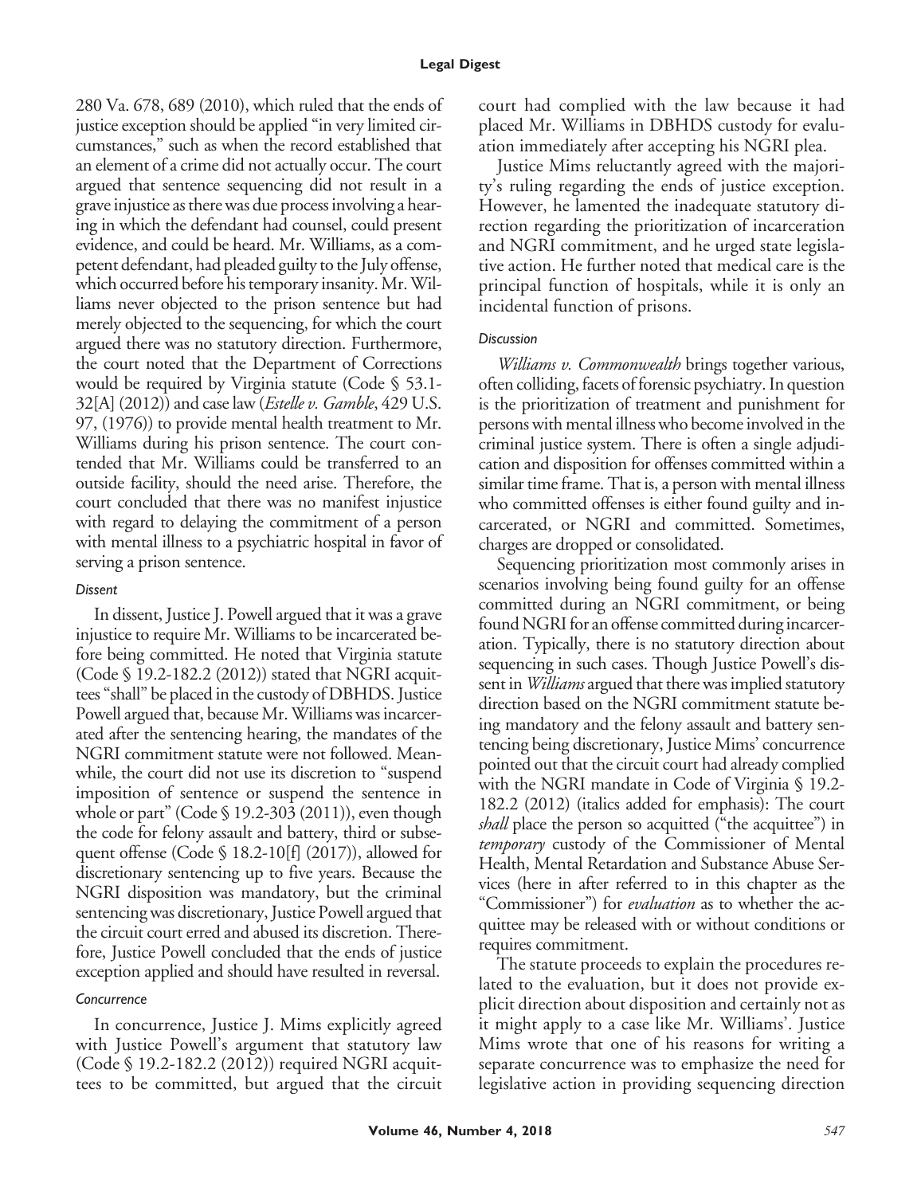280 Va. 678, 689 (2010), which ruled that the ends of justice exception should be applied "in very limited circumstances," such as when the record established that an element of a crime did not actually occur. The court argued that sentence sequencing did not result in a grave injustice as there was due process involving a hearing in which the defendant had counsel, could present evidence, and could be heard. Mr. Williams, as a competent defendant, had pleaded guilty to the July offense, which occurred before his temporary insanity. Mr. Williams never objected to the prison sentence but had merely objected to the sequencing, for which the court argued there was no statutory direction. Furthermore, the court noted that the Department of Corrections would be required by Virginia statute (Code § 53.1-32[A] (2012)) and case law (*Estelle v. Gamble*, 429 U.S. 97, (1976)) to provide mental health treatment to Mr. Williams during his prison sentence. The court contended that Mr. Williams could be transferred to an outside facility, should the need arise. Therefore, the court concluded that there was no manifest injustice with regard to delaying the commitment of a person with mental illness to a psychiatric hospital in favor of serving a prison sentence.

#### Dissent

In dissent, Justice J. Powell argued that it was a grave injustice to require Mr. Williams to be incarcerated before being committed. He noted that Virginia statute (Code § 19.2-182.2 (2012)) stated that NGRI acquittees "shall" be placed in the custody of DBHDS. Justice Powell argued that, because Mr. Williams was incarcerated after the sentencing hearing, the mandates of the NGRI commitment statute were not followed. Meanwhile, the court did not use its discretion to "suspend imposition of sentence or suspend the sentence in whole or part" (Code § 19.2-303 (2011)), even though the code for felony assault and battery, third or subsequent offense (Code § 18.2-10[f] (2017)), allowed for discretionary sentencing up to five years. Because the NGRI disposition was mandatory, but the criminal sentencing was discretionary, Justice Powell argued that the circuit court erred and abused its discretion. Therefore, Justice Powell concluded that the ends of justice exception applied and should have resulted in reversal.

#### Concurrence

In concurrence, Justice J. Mims explicitly agreed with Justice Powell's argument that statutory law (Code § 19.2-182.2 (2012)) required NGRI acquittees to be committed, but argued that the circuit court had complied with the law because it had placed Mr. Williams in DBHDS custody for evaluation immediately after accepting his NGRI plea.

Justice Mims reluctantly agreed with the majority's ruling regarding the ends of justice exception. However, he lamented the inadequate statutory direction regarding the prioritization of incarceration and NGRI commitment, and he urged state legislative action. He further noted that medical care is the principal function of hospitals, while it is only an incidental function of prisons.

#### Discussion

*Williams v. Commonwealth* brings together various, often colliding, facets of forensic psychiatry. In question is the prioritization of treatment and punishment for persons with mental illness who become involved in the criminal justice system. There is often a single adjudication and disposition for offenses committed within a similar time frame. That is, a person with mental illness who committed offenses is either found guilty and incarcerated, or NGRI and committed. Sometimes, charges are dropped or consolidated.

Sequencing prioritization most commonly arises in scenarios involving being found guilty for an offense committed during an NGRI commitment, or being found NGRI for an offense committed during incarceration. Typically, there is no statutory direction about sequencing in such cases. Though Justice Powell's dissent in *Williams* argued that there was implied statutory direction based on the NGRI commitment statute being mandatory and the felony assault and battery sentencing being discretionary, Justice Mims' concurrence pointed out that the circuit court had already complied with the NGRI mandate in Code of Virginia § 19.2-182.2 (2012) (italics added for emphasis): The court *shall* place the person so acquitted ("the acquittee") in *temporary* custody of the Commissioner of Mental Health, Mental Retardation and Substance Abuse Services (here in after referred to in this chapter as the "Commissioner") for *evaluation* as to whether the acquittee may be released with or without conditions or requires commitment.

The statute proceeds to explain the procedures related to the evaluation, but it does not provide explicit direction about disposition and certainly not as it might apply to a case like Mr. Williams'. Justice Mims wrote that one of his reasons for writing a separate concurrence was to emphasize the need for legislative action in providing sequencing direction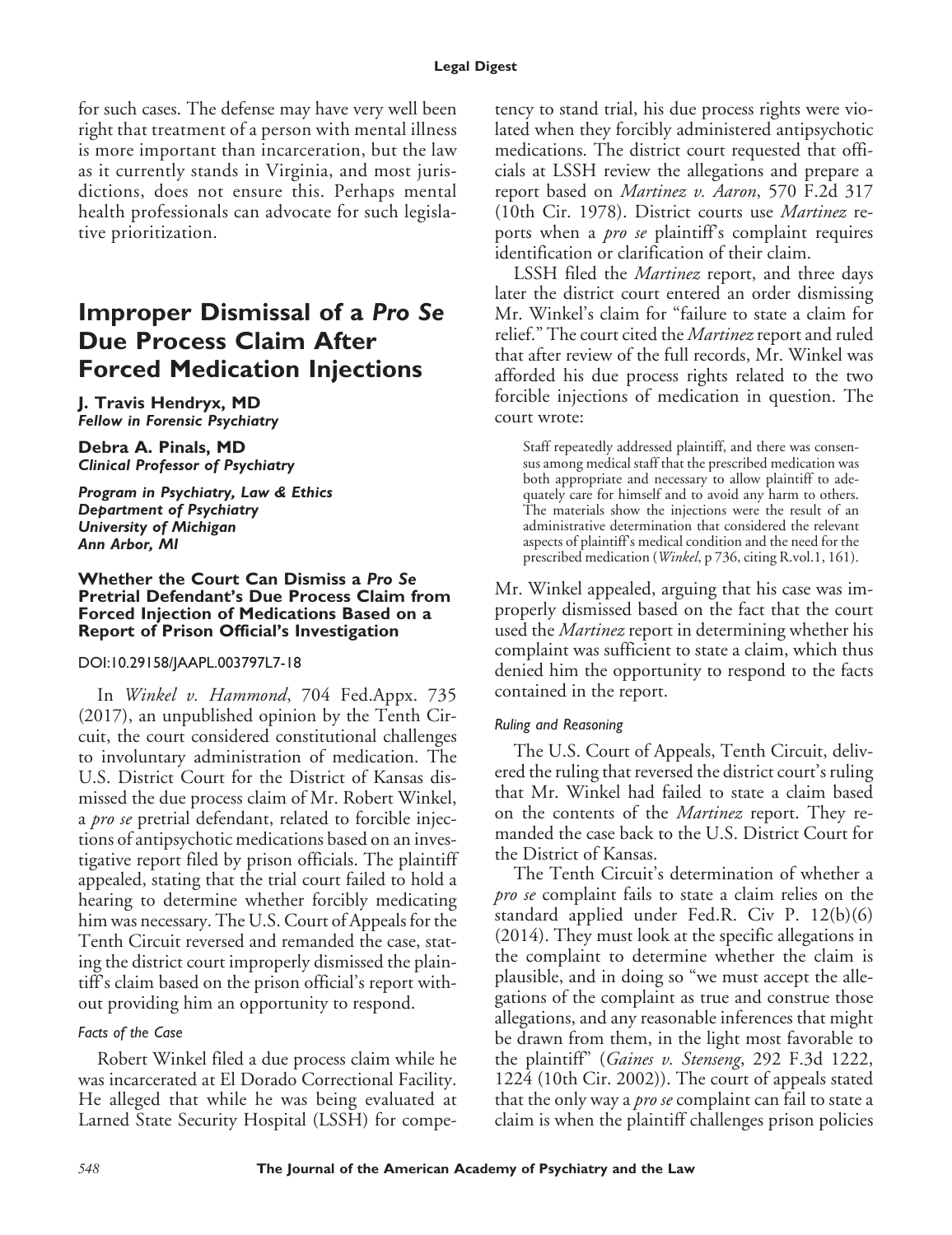for such cases. The defense may have very well been right that treatment of a person with mental illness is more important than incarceration, but the law as it currently stands in Virginia, and most jurisdictions, does not ensure this. Perhaps mental health professionals can advocate for such legislative prioritization.

## Improper Dismissal of a *Pro Se* Due Process Claim After Forced Medication Injections

**J. Travis Hendryx, MD**
***Fellow in Forensic Psychiatry***

**Debra A. Pinals, MD**
***Clinical Professor of Psychiatry***

***Program in Psychiatry, Law & Ethics***
***Department of Psychiatry***
***University of Michigan***
***Ann Arbor, MI***

### Whether the Court Can Dismiss a *Pro Se* Pretrial Defendant's Due Process Claim from Forced Injection of Medications Based on a Report of Prison Official's Investigation

DOI:10.29158/JAAPL.003797L7-18

In *Winkel v. Hammond*, 704 Fed.Appx. 735 (2017), an unpublished opinion by the Tenth Circuit, the court considered constitutional challenges to involuntary administration of medication. The U.S. District Court for the District of Kansas dismissed the due process claim of Mr. Robert Winkel, a *pro se* pretrial defendant, related to forcible injections of antipsychotic medications based on an investigative report filed by prison officials. The plaintiff appealed, stating that the trial court failed to hold a hearing to determine whether forcibly medicating him was necessary. The U.S. Court of Appeals for the Tenth Circuit reversed and remanded the case, stating the district court improperly dismissed the plaintiff's claim based on the prison official's report without providing him an opportunity to respond.

#### *Facts of the Case*

Robert Winkel filed a due process claim while he was incarcerated at El Dorado Correctional Facility. He alleged that while he was being evaluated at Larned State Security Hospital (LSSH) for competency to stand trial, his due process rights were violated when they forcibly administered antipsychotic medications. The district court requested that officials at LSSH review the allegations and prepare a report based on *Martinez v. Aaron*, 570 F.2d 317 (10th Cir. 1978). District courts use *Martinez* reports when a *pro se* plaintiff's complaint requires identification or clarification of their claim.

LSSH filed the *Martinez* report, and three days later the district court entered an order dismissing Mr. Winkel's claim for "failure to state a claim for relief." The court cited the *Martinez* report and ruled that after review of the full records, Mr. Winkel was afforded his due process rights related to the two forcible injections of medication in question. The court wrote:

> Staff repeatedly addressed plaintiff, and there was consensus among medical staff that the prescribed medication was both appropriate and necessary to allow plaintiff to adequately care for himself and to avoid any harm to others. The materials show the injections were the result of an administrative determination that considered the relevant aspects of plaintiff's medical condition and the need for the prescribed medication (*Winkel*, p 736, citing R.vol.1, 161).

Mr. Winkel appealed, arguing that his case was improperly dismissed based on the fact that the court used the *Martinez* report in determining whether his complaint was sufficient to state a claim, which thus denied him the opportunity to respond to the facts contained in the report.

#### *Ruling and Reasoning*

The U.S. Court of Appeals, Tenth Circuit, delivered the ruling that reversed the district court's ruling that Mr. Winkel had failed to state a claim based on the contents of the *Martinez* report. They remanded the case back to the U.S. District Court for the District of Kansas.

The Tenth Circuit's determination of whether a *pro se* complaint fails to state a claim relies on the standard applied under Fed.R. Civ P. 12(b)(6) (2014). They must look at the specific allegations in the complaint to determine whether the claim is plausible, and in doing so "we must accept the allegations of the complaint as true and construe those allegations, and any reasonable inferences that might be drawn from them, in the light most favorable to the plaintiff" (*Gaines v. Stenseng*, 292 F.3d 1222, 1224 (10th Cir. 2002)). The court of appeals stated that the only way a *pro se* complaint can fail to state a claim is when the plaintiff challenges prison policies